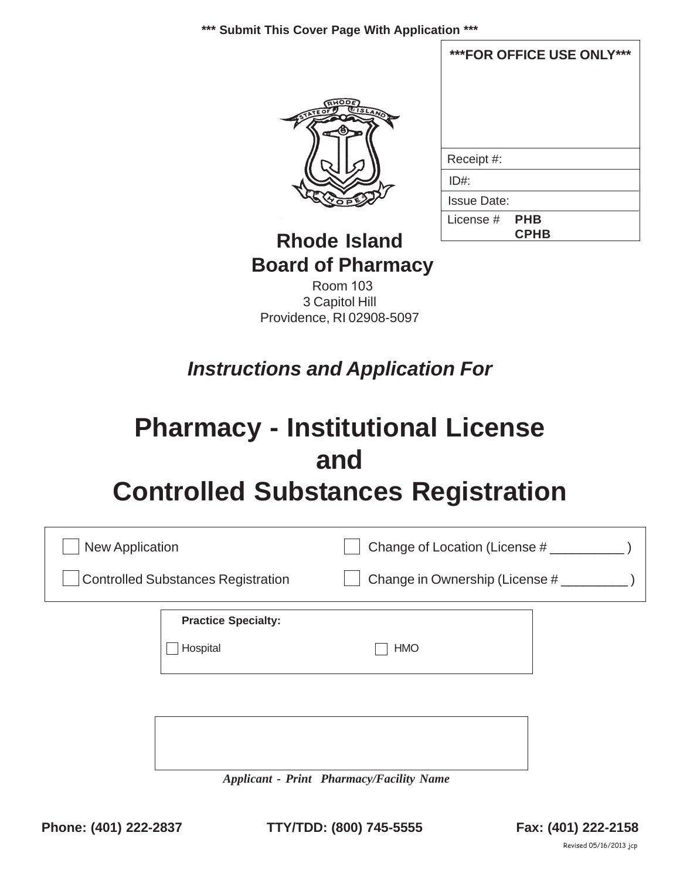*** Submit This Cover Page With Application ***

| ***FOR OFFICE USE ONLY*** |
|---|
| Receipt #: |
| ID#: |
| Issue Date: |
| License # PHB CPHB |

## Rhode Island Board of Pharmacy

Room 103
3 Capitol Hill
Providence, RI 02908-5097

***Instructions and Application For***

# Pharmacy - Institutional License and Controlled Substances Registration

☐ New Application

☐ Change of Location (License # __________ )

☐ Controlled Substances Registration

☐ Change in Ownership (License # _________ )

**Practice Specialty:**

☐ Hospital ☐ HMO

*Applicant - Print Pharmacy/Facility Name*

**Phone: (401) 222-2837** **TTY/TDD: (800) 745-5555** **Fax: (401) 222-2158**

Revised 05/16/2013 jcp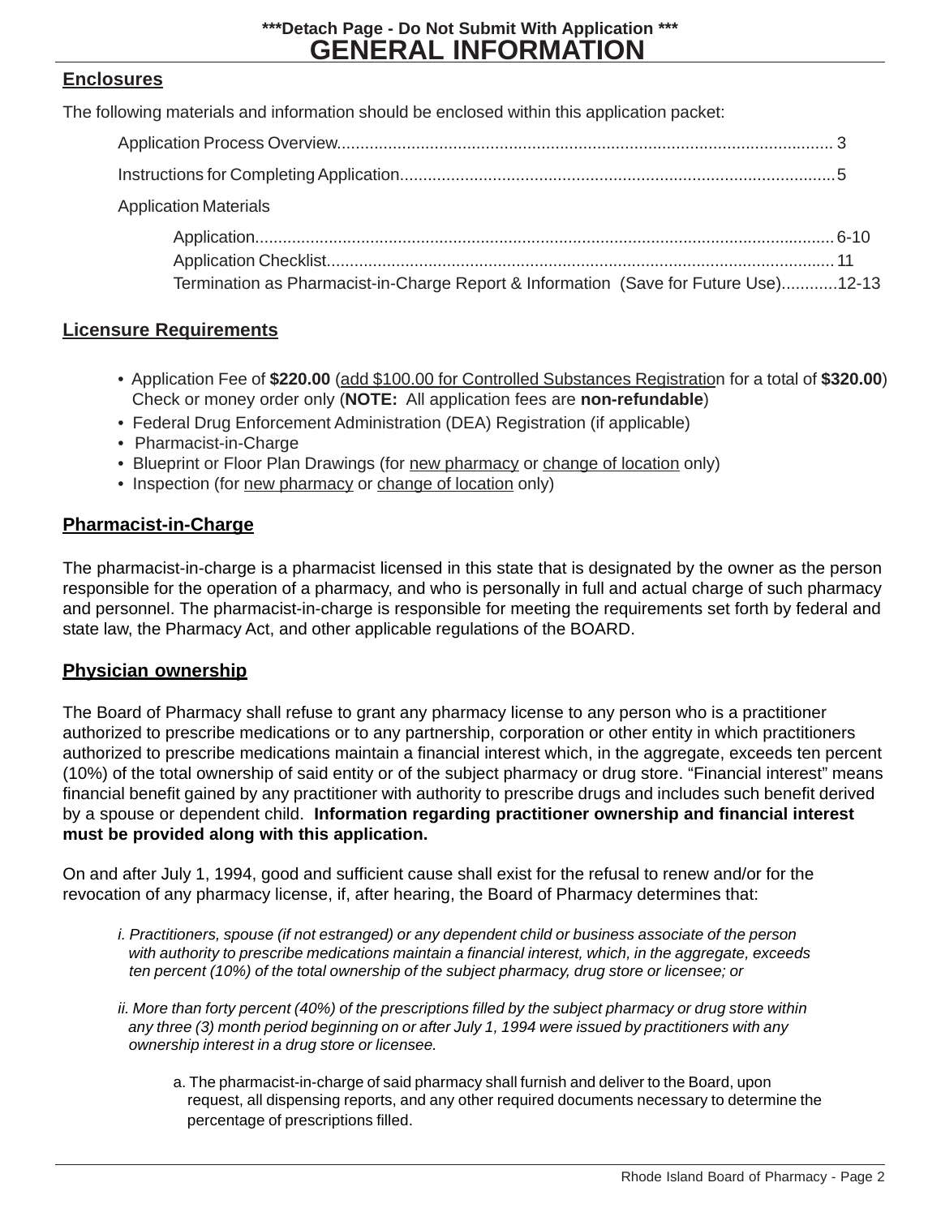***Detach Page - Do Not Submit With Application ***

# GENERAL INFORMATION

## Enclosures

The following materials and information should be enclosed within this application packet:

- Application Process Overview.......................................................................................................... 3
- Instructions for Completing Application............................................................................................. 5
- Application Materials
  - Application.......................................................................................................................... 6-10
  - Application Checklist.............................................................................................................. 11
  - Termination as Pharmacist-in-Charge Report & Information (Save for Future Use)............12-13

## Licensure Requirements

- Application Fee of **$220.00** (add $100.00 for Controlled Substances Registration for a total of **$320.00**) Check or money order only (**NOTE:** All application fees are **non-refundable**)
- Federal Drug Enforcement Administration (DEA) Registration (if applicable)
- Pharmacist-in-Charge
- Blueprint or Floor Plan Drawings (for new pharmacy or change of location only)
- Inspection (for new pharmacy or change of location only)

## Pharmacist-in-Charge

The pharmacist-in-charge is a pharmacist licensed in this state that is designated by the owner as the person responsible for the operation of a pharmacy, and who is personally in full and actual charge of such pharmacy and personnel. The pharmacist-in-charge is responsible for meeting the requirements set forth by federal and state law, the Pharmacy Act, and other applicable regulations of the BOARD.

## Physician ownership

The Board of Pharmacy shall refuse to grant any pharmacy license to any person who is a practitioner authorized to prescribe medications or to any partnership, corporation or other entity in which practitioners authorized to prescribe medications maintain a financial interest which, in the aggregate, exceeds ten percent (10%) of the total ownership of said entity or of the subject pharmacy or drug store. "Financial interest" means financial benefit gained by any practitioner with authority to prescribe drugs and includes such benefit derived by a spouse or dependent child. **Information regarding practitioner ownership and financial interest must be provided along with this application.**

On and after July 1, 1994, good and sufficient cause shall exist for the refusal to renew and/or for the revocation of any pharmacy license, if, after hearing, the Board of Pharmacy determines that:

*i. Practitioners, spouse (if not estranged) or any dependent child or business associate of the person with authority to prescribe medications maintain a financial interest, which, in the aggregate, exceeds ten percent (10%) of the total ownership of the subject pharmacy, drug store or licensee; or*

*ii. More than forty percent (40%) of the prescriptions filled by the subject pharmacy or drug store within any three (3) month period beginning on or after July 1, 1994 were issued by practitioners with any ownership interest in a drug store or licensee.*

a. The pharmacist-in-charge of said pharmacy shall furnish and deliver to the Board, upon request, all dispensing reports, and any other required documents necessary to determine the percentage of prescriptions filled.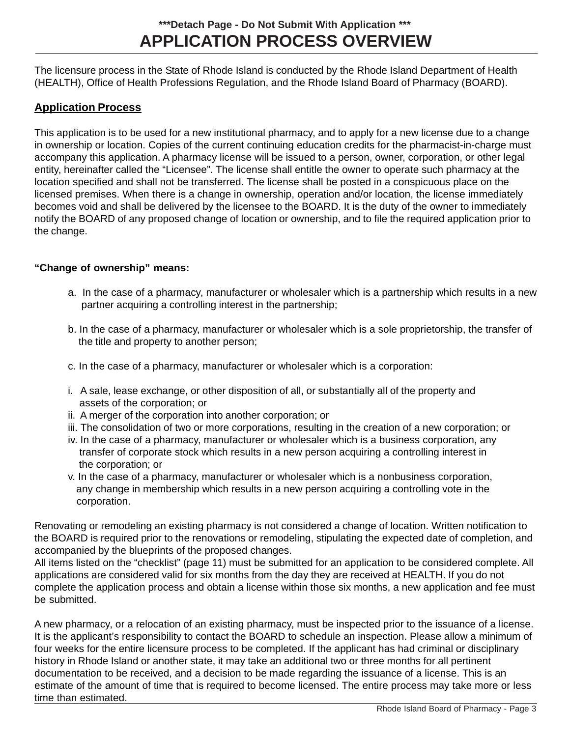***Detach Page - Do Not Submit With Application ***

# APPLICATION PROCESS OVERVIEW

The licensure process in the State of Rhode Island is conducted by the Rhode Island Department of Health (HEALTH), Office of Health Professions Regulation, and the Rhode Island Board of Pharmacy (BOARD).

## Application Process

This application is to be used for a new institutional pharmacy, and to apply for a new license due to a change in ownership or location. Copies of the current continuing education credits for the pharmacist-in-charge must accompany this application. A pharmacy license will be issued to a person, owner, corporation, or other legal entity, hereinafter called the "Licensee". The license shall entitle the owner to operate such pharmacy at the location specified and shall not be transferred. The license shall be posted in a conspicuous place on the licensed premises. When there is a change in ownership, operation and/or location, the license immediately becomes void and shall be delivered by the licensee to the BOARD. It is the duty of the owner to immediately notify the BOARD of any proposed change of location or ownership, and to file the required application prior to the change.

**"Change of ownership" means:**

a. In the case of a pharmacy, manufacturer or wholesaler which is a partnership which results in a new partner acquiring a controlling interest in the partnership;

b. In the case of a pharmacy, manufacturer or wholesaler which is a sole proprietorship, the transfer of the title and property to another person;

c. In the case of a pharmacy, manufacturer or wholesaler which is a corporation:

i. A sale, lease exchange, or other disposition of all, or substantially all of the property and assets of the corporation; or
ii. A merger of the corporation into another corporation; or
iii. The consolidation of two or more corporations, resulting in the creation of a new corporation; or
iv. In the case of a pharmacy, manufacturer or wholesaler which is a business corporation, any transfer of corporate stock which results in a new person acquiring a controlling interest in the corporation; or
v. In the case of a pharmacy, manufacturer or wholesaler which is a nonbusiness corporation, any change in membership which results in a new person acquiring a controlling vote in the corporation.

Renovating or remodeling an existing pharmacy is not considered a change of location. Written notification to the BOARD is required prior to the renovations or remodeling, stipulating the expected date of completion, and accompanied by the blueprints of the proposed changes.
All items listed on the "checklist" (page 11) must be submitted for an application to be considered complete. All applications are considered valid for six months from the day they are received at HEALTH. If you do not complete the application process and obtain a license within those six months, a new application and fee must be submitted.

A new pharmacy, or a relocation of an existing pharmacy, must be inspected prior to the issuance of a license. It is the applicant's responsibility to contact the BOARD to schedule an inspection. Please allow a minimum of four weeks for the entire licensure process to be completed. If the applicant has had criminal or disciplinary history in Rhode Island or another state, it may take an additional two or three months for all pertinent documentation to be received, and a decision to be made regarding the issuance of a license. This is an estimate of the amount of time that is required to become licensed. The entire process may take more or less time than estimated.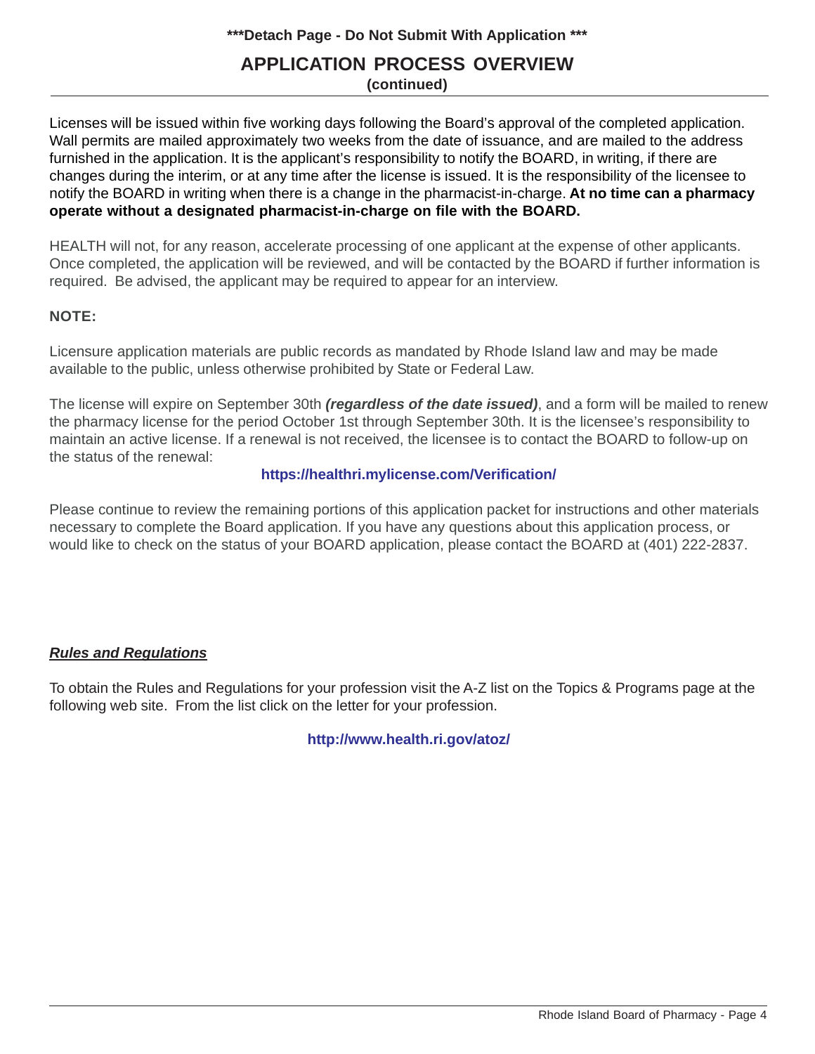***Detach Page - Do Not Submit With Application ***

## APPLICATION PROCESS OVERVIEW

**(continued)**

Licenses will be issued within five working days following the Board's approval of the completed application. Wall permits are mailed approximately two weeks from the date of issuance, and are mailed to the address furnished in the application. It is the applicant's responsibility to notify the BOARD, in writing, if there are changes during the interim, or at any time after the license is issued. It is the responsibility of the licensee to notify the BOARD in writing when there is a change in the pharmacist-in-charge. **At no time can a pharmacy operate without a designated pharmacist-in-charge on file with the BOARD.**

HEALTH will not, for any reason, accelerate processing of one applicant at the expense of other applicants. Once completed, the application will be reviewed, and will be contacted by the BOARD if further information is required. Be advised, the applicant may be required to appear for an interview.

**NOTE:**

Licensure application materials are public records as mandated by Rhode Island law and may be made available to the public, unless otherwise prohibited by State or Federal Law.

The license will expire on September 30th ***(regardless of the date issued)***, and a form will be mailed to renew the pharmacy license for the period October 1st through September 30th. It is the licensee's responsibility to maintain an active license. If a renewal is not received, the licensee is to contact the BOARD to follow-up on the status of the renewal:

**https://healthri.mylicense.com/Verification/**

Please continue to review the remaining portions of this application packet for instructions and other materials necessary to complete the Board application. If you have any questions about this application process, or would like to check on the status of your BOARD application, please contact the BOARD at (401) 222-2837.

***Rules and Regulations***

To obtain the Rules and Regulations for your profession visit the A-Z list on the Topics & Programs page at the following web site. From the list click on the letter for your profession.

**http://www.health.ri.gov/atoz/**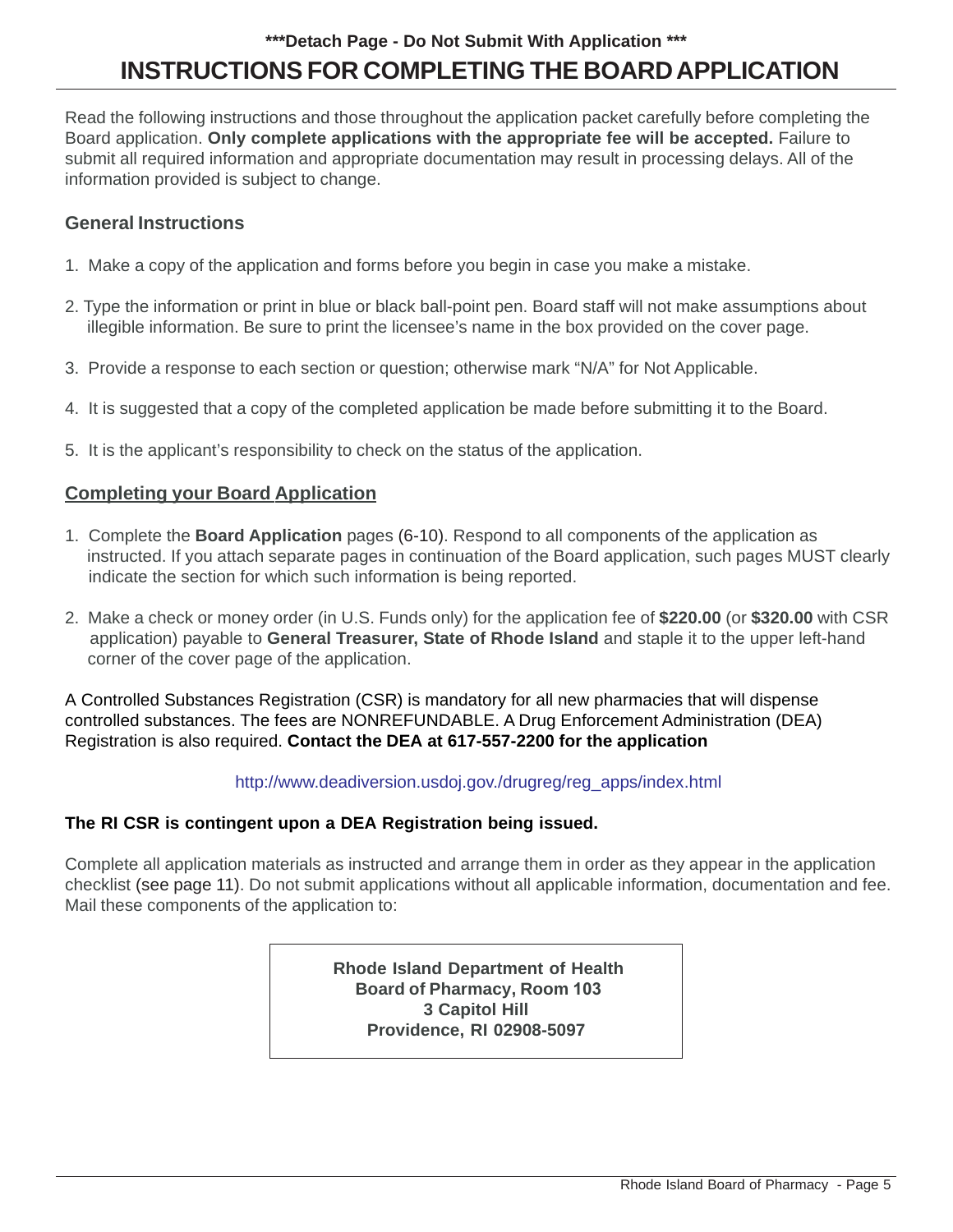***Detach Page - Do Not Submit With Application ***

# INSTRUCTIONS FOR COMPLETING THE BOARD APPLICATION

Read the following instructions and those throughout the application packet carefully before completing the Board application. **Only complete applications with the appropriate fee will be accepted.** Failure to submit all required information and appropriate documentation may result in processing delays. All of the information provided is subject to change.

### General Instructions

1. Make a copy of the application and forms before you begin in case you make a mistake.
2. Type the information or print in blue or black ball-point pen. Board staff will not make assumptions about illegible information. Be sure to print the licensee's name in the box provided on the cover page.
3. Provide a response to each section or question; otherwise mark "N/A" for Not Applicable.
4. It is suggested that a copy of the completed application be made before submitting it to the Board.
5. It is the applicant's responsibility to check on the status of the application.

### Completing your Board Application

1. Complete the **Board Application** pages (6-10). Respond to all components of the application as instructed. If you attach separate pages in continuation of the Board application, such pages MUST clearly indicate the section for which such information is being reported.
2. Make a check or money order (in U.S. Funds only) for the application fee of **$220.00** (or **$320.00** with CSR application) payable to **General Treasurer, State of Rhode Island** and staple it to the upper left-hand corner of the cover page of the application.

A Controlled Substances Registration (CSR) is mandatory for all new pharmacies that will dispense controlled substances. The fees are NONREFUNDABLE. A Drug Enforcement Administration (DEA) Registration is also required. **Contact the DEA at 617-557-2200 for the application**

http://www.deadiversion.usdoj.gov./drugreg/reg_apps/index.html

**The RI CSR is contingent upon a DEA Registration being issued.**

Complete all application materials as instructed and arrange them in order as they appear in the application checklist (see page 11). Do not submit applications without all applicable information, documentation and fee. Mail these components of the application to:

**Rhode Island Department of Health**
**Board of Pharmacy, Room 103**
**3 Capitol Hill**
**Providence, RI 02908-5097**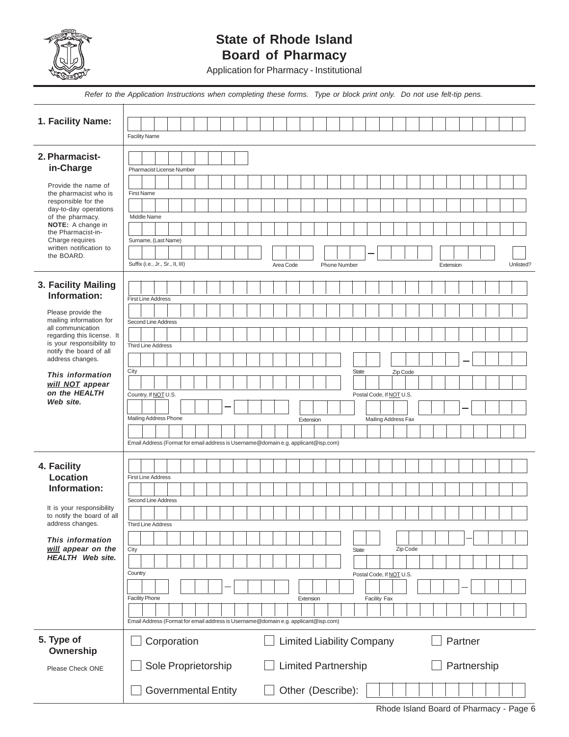# State of Rhode Island
## Board of Pharmacy

Application for Pharmacy - Institutional

*Refer to the Application Instructions when completing these forms. Type or block print only. Do not use felt-tip pens.*

**1. Facility Name:**

Facility Name

**2. Pharmacist-in-Charge**

Provide the name of the pharmacist who is responsible for the day-to-day operations of the pharmacy. **NOTE:** A change in the Pharmacist-in-Charge requires written notification to the BOARD.

Pharmacist License Number

First Name

Middle Name

Surname, (Last Name)

Suffix (i.e., Jr., Sr., II, III) | Area Code | Phone Number | Extension | Unlisted?

**3. Facility Mailing Information:**

Please provide the mailing information for all communication regarding this license. It is your responsibility to notify the board of all address changes.

***This information will NOT appear on the HEALTH Web site.***

First Line Address

Second Line Address

Third Line Address

City | State | Zip Code

Country, If NOT U.S. | Postal Code, If NOT U.S.

Mailing Address Phone | Extension | Mailing Address Fax

Email Address (Format for email address is Username@domain e.g. applicant@isp.com)

**4. Facility Location Information:**

It is your responsibility to notify the board of all address changes.

***This information will appear on the HEALTH Web site.***

First Line Address

Second Line Address

Third Line Address

City | State | Zip Code

Country | Postal Code, If NOT U.S.

Facility Phone | Extension | Facility Fax

Email Address (Format for email address is Username@domain e.g. applicant@isp.com)

**5. Type of Ownership**

Please Check ONE

- ☐ Corporation
- ☐ Limited Liability Company
- ☐ Partner
- ☐ Sole Proprietorship
- ☐ Limited Partnership
- ☐ Partnership
- ☐ Governmental Entity
- ☐ Other (Describe):

Rhode Island Board of Pharmacy - Page 6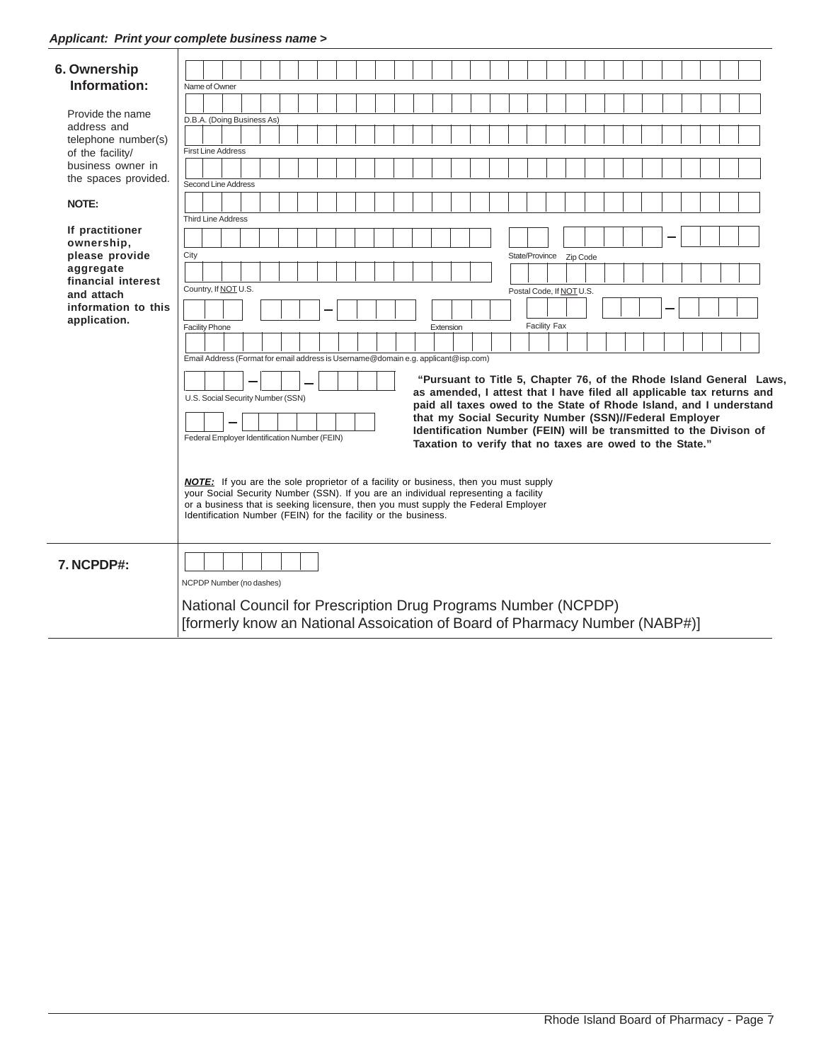***Applicant: Print your complete business name >***

## 6. Ownership Information:

Provide the name address and telephone number(s) of the facility/ business owner in the spaces provided.

**NOTE:**

**If practitioner ownership, please provide aggregate financial interest and attach information to this application.**

Name of Owner

D.B.A. (Doing Business As)

First Line Address

Second Line Address

Third Line Address

City

State/Province

Zip Code –

Country, If NOT U.S.

Postal Code, If NOT U.S.

Facility Phone – 

Extension

Facility Fax –

Email Address (Format for email address is Username@domain e.g. applicant@isp.com)

U.S. Social Security Number (SSN) – –

Federal Employer Identification Number (FEIN) –

**"Pursuant to Title 5, Chapter 76, of the Rhode Island General Laws, as amended, I attest that I have filed all applicable tax returns and paid all taxes owed to the State of Rhode Island, and I understand that my Social Security Number (SSN)//Federal Employer Identification Number (FEIN) will be transmitted to the Divison of Taxation to verify that no taxes are owed to the State."**

***NOTE:*** If you are the sole proprietor of a facility or business, then you must supply your Social Security Number (SSN). If you are an individual representing a facility or a business that is seeking licensure, then you must supply the Federal Employer Identification Number (FEIN) for the facility or the business.

## 7. NCPDP#:

NCPDP Number (no dashes)

National Council for Prescription Drug Programs Number (NCPDP)
[formerly know an National Assoication of Board of Pharmacy Number (NABP#)]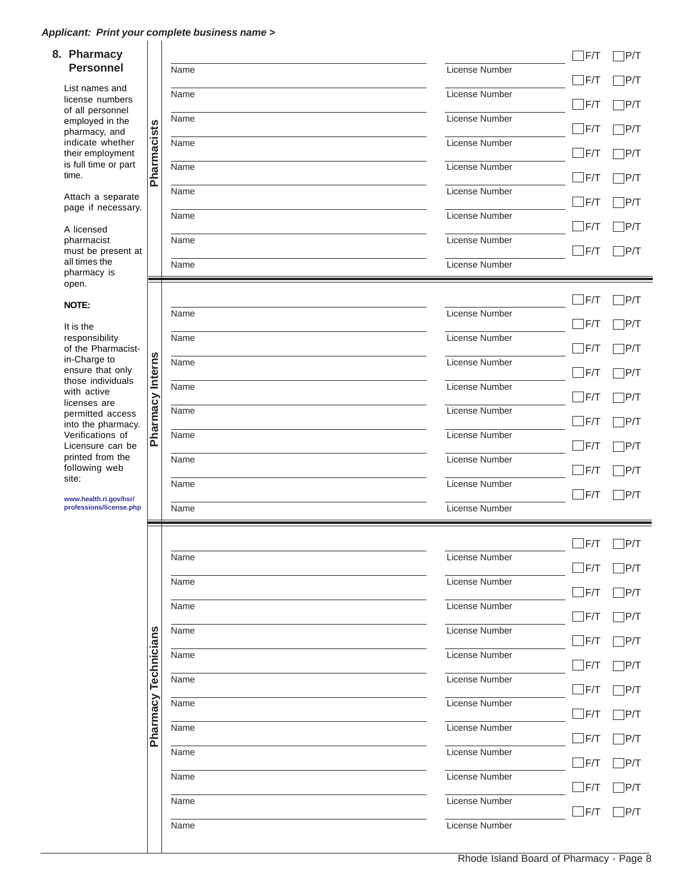*Applicant: Print your complete business name >*

## 8. Pharmacy Personnel

List names and license numbers of all personnel employed in the pharmacy, and indicate whether their employment is full time or part time.

Attach a separate page if necessary.

A licensed pharmacist must be present at all times the pharmacy is open.

**NOTE:**

It is the responsibility of the Pharmacist-in-Charge to ensure that only those individuals with active licenses are permitted access into the pharmacy. Verifications of Licensure can be printed from the following web site:

**www.health.ri.gov/hsr/professions/license.php**

### Pharmacists

| Name | License Number | F/T | P/T |
|---|---|---|---|
| | | ☐ F/T | ☐ P/T |
| | | ☐ F/T | ☐ P/T |
| | | ☐ F/T | ☐ P/T |
| | | ☐ F/T | ☐ P/T |
| | | ☐ F/T | ☐ P/T |
| | | ☐ F/T | ☐ P/T |
| | | ☐ F/T | ☐ P/T |
| | | ☐ F/T | ☐ P/T |
| | | ☐ F/T | ☐ P/T |

### Pharmacy Interns

| Name | License Number | F/T | P/T |
|---|---|---|---|
| | | ☐ F/T | ☐ P/T |
| | | ☐ F/T | ☐ P/T |
| | | ☐ F/T | ☐ P/T |
| | | ☐ F/T | ☐ P/T |
| | | ☐ F/T | ☐ P/T |
| | | ☐ F/T | ☐ P/T |
| | | ☐ F/T | ☐ P/T |
| | | ☐ F/T | ☐ P/T |
| | | ☐ F/T | ☐ P/T |

### Pharmacy Technicians

| Name | License Number | F/T | P/T |
|---|---|---|---|
| | | ☐ F/T | ☐ P/T |
| | | ☐ F/T | ☐ P/T |
| | | ☐ F/T | ☐ P/T |
| | | ☐ F/T | ☐ P/T |
| | | ☐ F/T | ☐ P/T |
| | | ☐ F/T | ☐ P/T |
| | | ☐ F/T | ☐ P/T |
| | | ☐ F/T | ☐ P/T |
| | | ☐ F/T | ☐ P/T |
| | | ☐ F/T | ☐ P/T |
| | | ☐ F/T | ☐ P/T |
| | | ☐ F/T | ☐ P/T |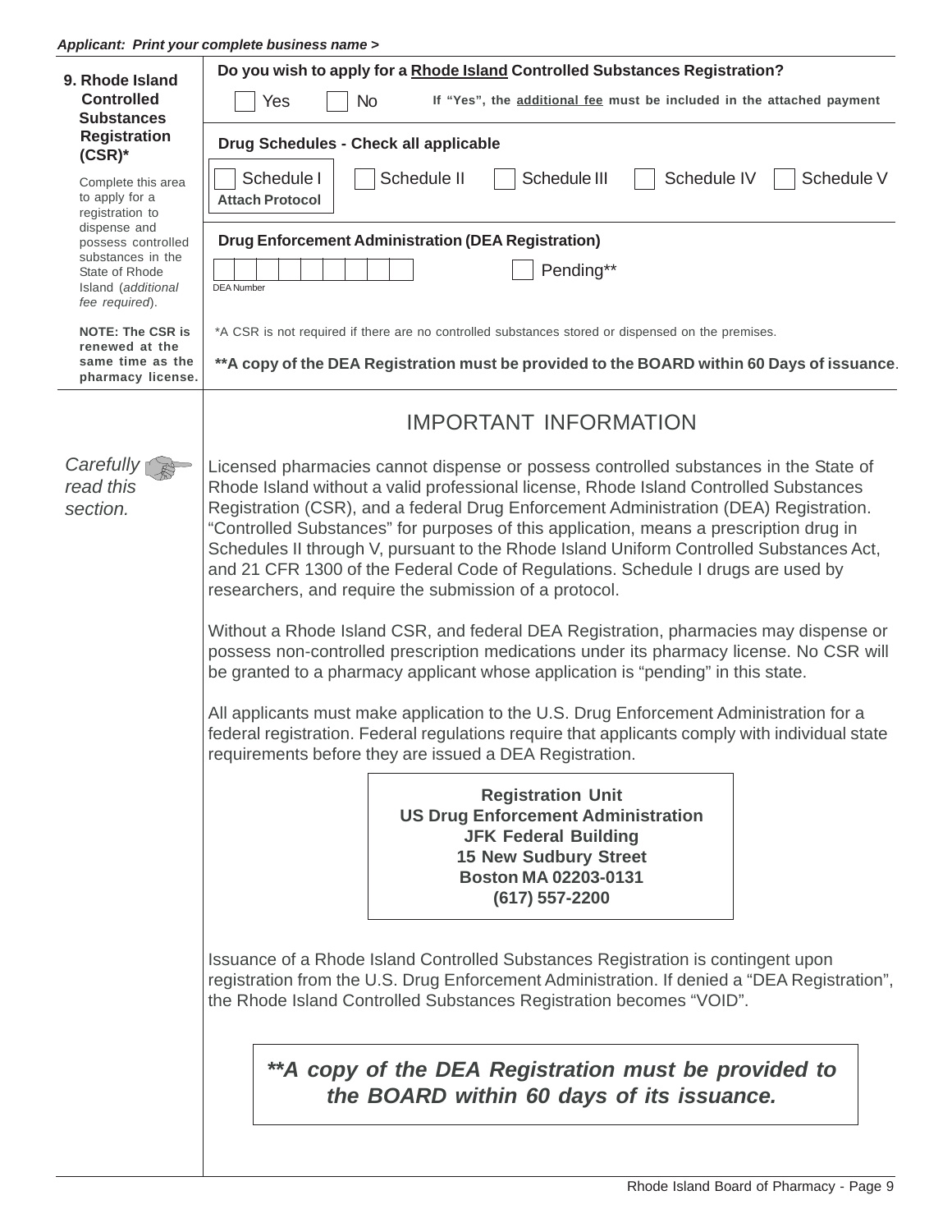***Applicant: Print your complete business name >***

**9. Rhode Island Controlled Substances Registration (CSR)\***

Complete this area to apply for a registration to dispense and possess controlled substances in the State of Rhode Island (*additional fee required*).

**NOTE: The CSR is renewed at the same time as the pharmacy license.**

**Do you wish to apply for a Rhode Island Controlled Substances Registration?**

☐ Yes ☐ No **If "Yes", the additional fee must be included in the attached payment**

**Drug Schedules - Check all applicable**

☐ Schedule I **Attach Protocol** ☐ Schedule II ☐ Schedule III ☐ Schedule IV ☐ Schedule V

**Drug Enforcement Administration (DEA Registration)**

DEA Number ☐ Pending\*\*

\*A CSR is not required if there are no controlled substances stored or dispensed on the premises.

**\*\*A copy of the DEA Registration must be provided to the BOARD within 60 Days of issuance**.

## IMPORTANT INFORMATION

*Carefully read this section.*

Licensed pharmacies cannot dispense or possess controlled substances in the State of Rhode Island without a valid professional license, Rhode Island Controlled Substances Registration (CSR), and a federal Drug Enforcement Administration (DEA) Registration. "Controlled Substances" for purposes of this application, means a prescription drug in Schedules II through V, pursuant to the Rhode Island Uniform Controlled Substances Act, and 21 CFR 1300 of the Federal Code of Regulations. Schedule I drugs are used by researchers, and require the submission of a protocol.

Without a Rhode Island CSR, and federal DEA Registration, pharmacies may dispense or possess non-controlled prescription medications under its pharmacy license. No CSR will be granted to a pharmacy applicant whose application is "pending" in this state.

All applicants must make application to the U.S. Drug Enforcement Administration for a federal registration. Federal regulations require that applicants comply with individual state requirements before they are issued a DEA Registration.

**Registration Unit**
**US Drug Enforcement Administration**
**JFK Federal Building**
**15 New Sudbury Street**
**Boston MA 02203-0131**
**(617) 557-2200**

Issuance of a Rhode Island Controlled Substances Registration is contingent upon registration from the U.S. Drug Enforcement Administration. If denied a "DEA Registration", the Rhode Island Controlled Substances Registration becomes "VOID".

***\*\*A copy of the DEA Registration must be provided to the BOARD within 60 days of its issuance.***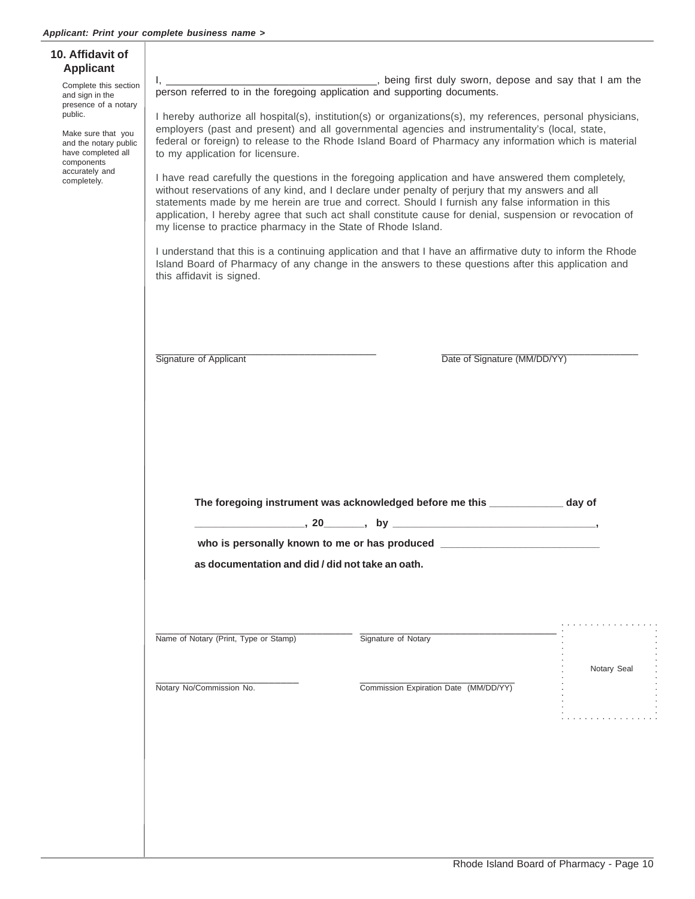*Applicant: Print your complete business name >*

## 10. Affidavit of Applicant

Complete this section and sign in the presence of a notary public.

Make sure that you and the notary public have completed all components accurately and completely.

I, ___________________________________, being first duly sworn, depose and say that I am the person referred to in the foregoing application and supporting documents.

I hereby authorize all hospital(s), institution(s) or organizations(s), my references, personal physicians, employers (past and present) and all governmental agencies and instrumentality's (local, state, federal or foreign) to release to the Rhode Island Board of Pharmacy any information which is material to my application for licensure.

I have read carefully the questions in the foregoing application and have answered them completely, without reservations of any kind, and I declare under penalty of perjury that my answers and all statements made by me herein are true and correct. Should I furnish any false information in this application, I hereby agree that such act shall constitute cause for denial, suspension or revocation of my license to practice pharmacy in the State of Rhode Island.

I understand that this is a continuing application and that I have an affirmative duty to inform the Rhode Island Board of Pharmacy of any change in the answers to these questions after this application and this affidavit is signed.

________________________________________
Signature of Applicant

____________________________________
Date of Signature (MM/DD/YY)

**The foregoing instrument was acknowledged before me this ____________ day of __________________, 20_______, by __________________________________, who is personally known to me or has produced ___________________________ as documentation and did / did not take an oath.**

____________________________________
Name of Notary (Print, Type or Stamp)

____________________________________
Signature of Notary

Notary Seal

__________________________
Notary No/Commission No.

____________________________
Commission Expiration Date (MM/DD/YY)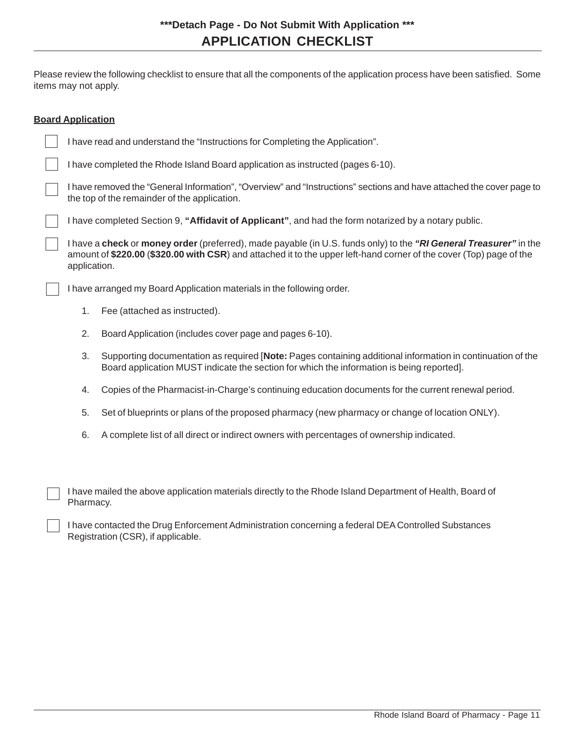**\*\*\*Detach Page - Do Not Submit With Application \*\*\***

# APPLICATION CHECKLIST

Please review the following checklist to ensure that all the components of the application process have been satisfied. Some items may not apply.

**Board Application**

- [ ] I have read and understand the "Instructions for Completing the Application".
- [ ] I have completed the Rhode Island Board application as instructed (pages 6-10).
- [ ] I have removed the "General Information", "Overview" and "Instructions" sections and have attached the cover page to the top of the remainder of the application.
- [ ] I have completed Section 9, **"Affidavit of Applicant"**, and had the form notarized by a notary public.
- [ ] I have a **check** or **money order** (preferred), made payable (in U.S. funds only) to the ***"RI General Treasurer"*** in the amount of **$220.00** (**$320.00 with CSR**) and attached it to the upper left-hand corner of the cover (Top) page of the application.
- [ ] I have arranged my Board Application materials in the following order.

    1. Fee (attached as instructed).
    2. Board Application (includes cover page and pages 6-10).
    3. Supporting documentation as required [**Note:** Pages containing additional information in continuation of the Board application MUST indicate the section for which the information is being reported].
    4. Copies of the Pharmacist-in-Charge's continuing education documents for the current renewal period.
    5. Set of blueprints or plans of the proposed pharmacy (new pharmacy or change of location ONLY).
    6. A complete list of all direct or indirect owners with percentages of ownership indicated.

- [ ] I have mailed the above application materials directly to the Rhode Island Department of Health, Board of Pharmacy.
- [ ] I have contacted the Drug Enforcement Administration concerning a federal DEA Controlled Substances Registration (CSR), if applicable.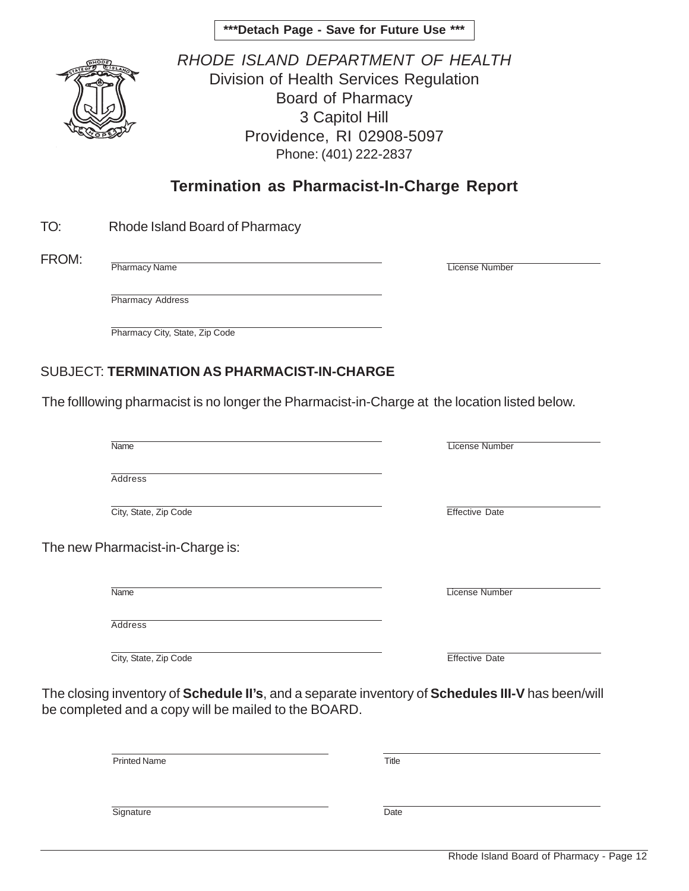**\*\*\*Detach Page - Save for Future Use \*\*\***

*RHODE ISLAND DEPARTMENT OF HEALTH*
Division of Health Services Regulation
Board of Pharmacy
3 Capitol Hill
Providence, RI 02908-5097
Phone: (401) 222-2837

## Termination as Pharmacist-In-Charge Report

TO: Rhode Island Board of Pharmacy

FROM:

Pharmacy Name ______________________ License Number ______________

Pharmacy Address ______________________

Pharmacy City, State, Zip Code ______________________

SUBJECT: **TERMINATION AS PHARMACIST-IN-CHARGE**

The folllowing pharmacist is no longer the Pharmacist-in-Charge at the location listed below.

Name ______________________ License Number ______________

Address ______________________

City, State, Zip Code ______________________ Effective Date ______________

The new Pharmacist-in-Charge is:

Name ______________________ License Number ______________

Address ______________________

City, State, Zip Code ______________________ Effective Date ______________

The closing inventory of **Schedule II's**, and a separate inventory of **Schedules III-V** has been/will be completed and a copy will be mailed to the BOARD.

Printed Name ______________________ Title ______________________

Signature ______________________ Date ______________________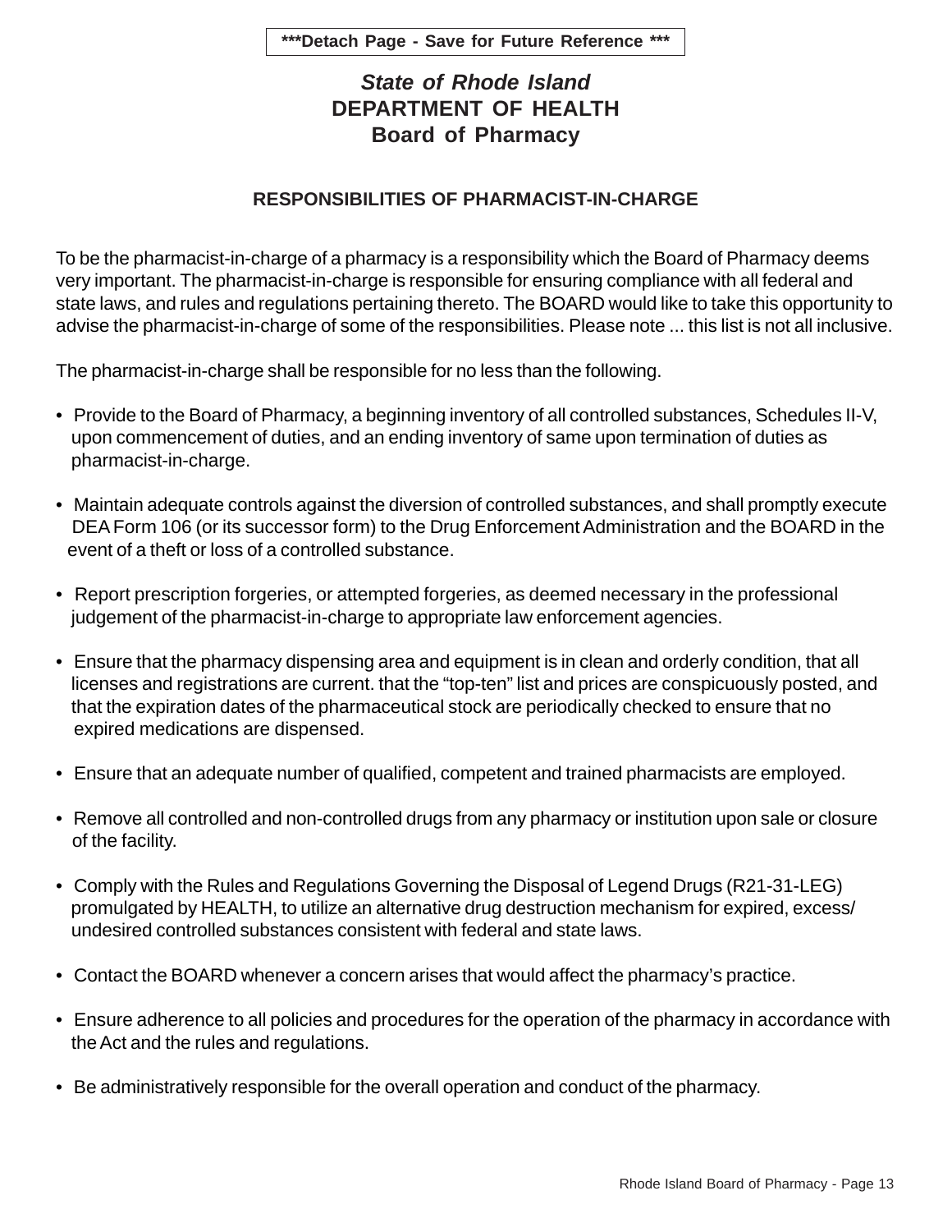***Detach Page - Save for Future Reference ***

***State of Rhode Island***
**DEPARTMENT OF HEALTH**
**Board of Pharmacy**

## RESPONSIBILITIES OF PHARMACIST-IN-CHARGE

To be the pharmacist-in-charge of a pharmacy is a responsibility which the Board of Pharmacy deems very important. The pharmacist-in-charge is responsible for ensuring compliance with all federal and state laws, and rules and regulations pertaining thereto. The BOARD would like to take this opportunity to advise the pharmacist-in-charge of some of the responsibilities. Please note ... this list is not all inclusive.

The pharmacist-in-charge shall be responsible for no less than the following.

- Provide to the Board of Pharmacy, a beginning inventory of all controlled substances, Schedules II-V, upon commencement of duties, and an ending inventory of same upon termination of duties as pharmacist-in-charge.
- Maintain adequate controls against the diversion of controlled substances, and shall promptly execute DEA Form 106 (or its successor form) to the Drug Enforcement Administration and the BOARD in the event of a theft or loss of a controlled substance.
- Report prescription forgeries, or attempted forgeries, as deemed necessary in the professional judgement of the pharmacist-in-charge to appropriate law enforcement agencies.
- Ensure that the pharmacy dispensing area and equipment is in clean and orderly condition, that all licenses and registrations are current. that the “top-ten” list and prices are conspicuously posted, and that the expiration dates of the pharmaceutical stock are periodically checked to ensure that no expired medications are dispensed.
- Ensure that an adequate number of qualified, competent and trained pharmacists are employed.
- Remove all controlled and non-controlled drugs from any pharmacy or institution upon sale or closure of the facility.
- Comply with the Rules and Regulations Governing the Disposal of Legend Drugs (R21-31-LEG) promulgated by HEALTH, to utilize an alternative drug destruction mechanism for expired, excess/ undesired controlled substances consistent with federal and state laws.
- Contact the BOARD whenever a concern arises that would affect the pharmacy’s practice.
- Ensure adherence to all policies and procedures for the operation of the pharmacy in accordance with the Act and the rules and regulations.
- Be administratively responsible for the overall operation and conduct of the pharmacy.